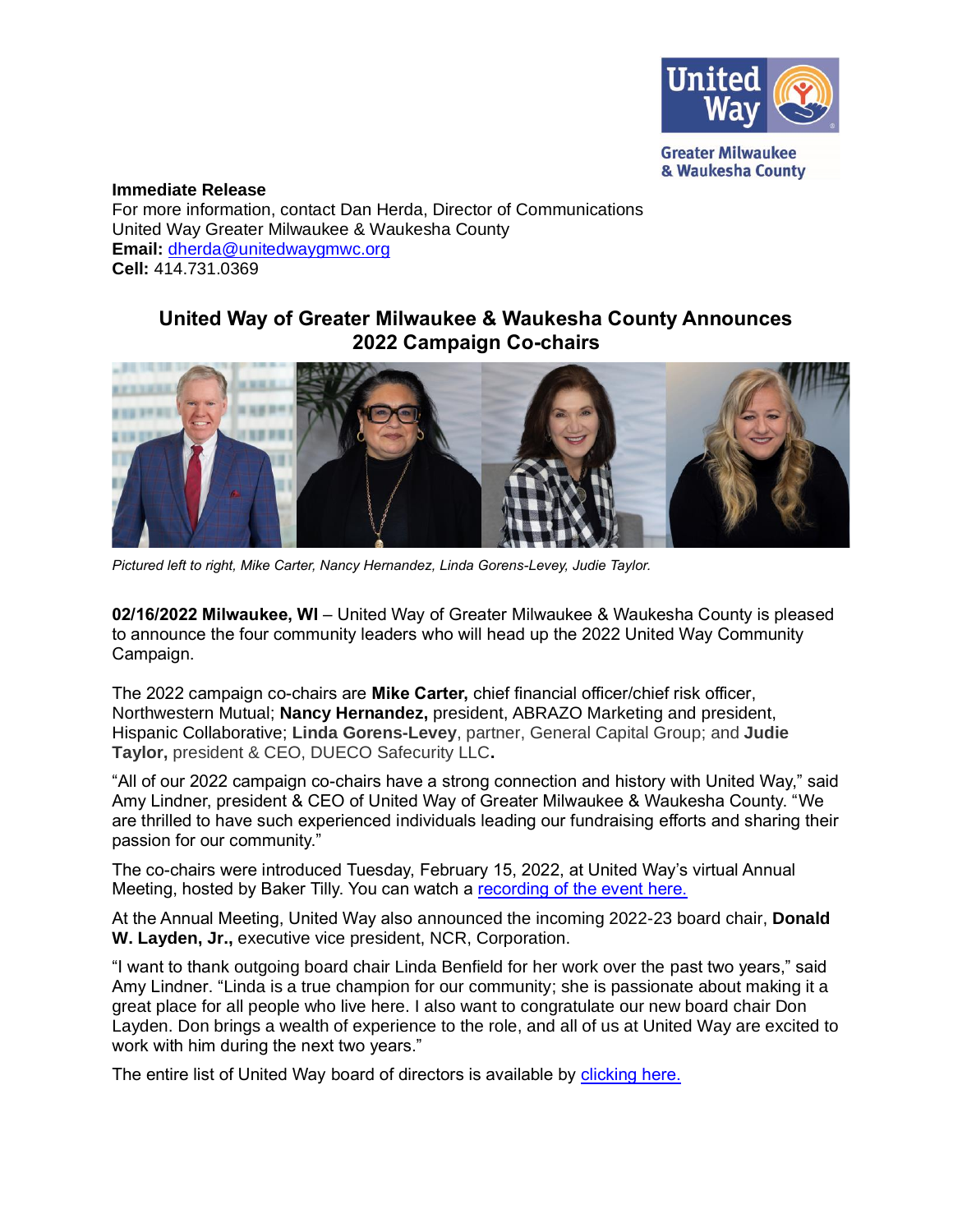**Immediate Release**
For more information, contact Dan Herda, Director of Communications
United Way Greater Milwaukee & Waukesha County
**Email:** dherda@unitedwaygmwc.org
**Cell:** 414.731.0369

## United Way of Greater Milwaukee & Waukesha County Announces 2022 Campaign Co-chairs

*Pictured left to right, Mike Carter, Nancy Hernandez, Linda Gorens-Levey, Judie Taylor.*

**02/16/2022 Milwaukee, WI** – United Way of Greater Milwaukee & Waukesha County is pleased to announce the four community leaders who will head up the 2022 United Way Community Campaign.

The 2022 campaign co-chairs are **Mike Carter,** chief financial officer/chief risk officer, Northwestern Mutual; **Nancy Hernandez,** president, ABRAZO Marketing and president, Hispanic Collaborative; **Linda Gorens-Levey**, partner, General Capital Group; and **Judie Taylor,** president & CEO, DUECO Safecurity LLC**.**

"All of our 2022 campaign co-chairs have a strong connection and history with United Way," said Amy Lindner, president & CEO of United Way of Greater Milwaukee & Waukesha County. "We are thrilled to have such experienced individuals leading our fundraising efforts and sharing their passion for our community."

The co-chairs were introduced Tuesday, February 15, 2022, at United Way's virtual Annual Meeting, hosted by Baker Tilly. You can watch a recording of the event here.

At the Annual Meeting, United Way also announced the incoming 2022-23 board chair, **Donald W. Layden, Jr.,** executive vice president, NCR, Corporation.

"I want to thank outgoing board chair Linda Benfield for her work over the past two years," said Amy Lindner. "Linda is a true champion for our community; she is passionate about making it a great place for all people who live here. I also want to congratulate our new board chair Don Layden. Don brings a wealth of experience to the role, and all of us at United Way are excited to work with him during the next two years."

The entire list of United Way board of directors is available by clicking here.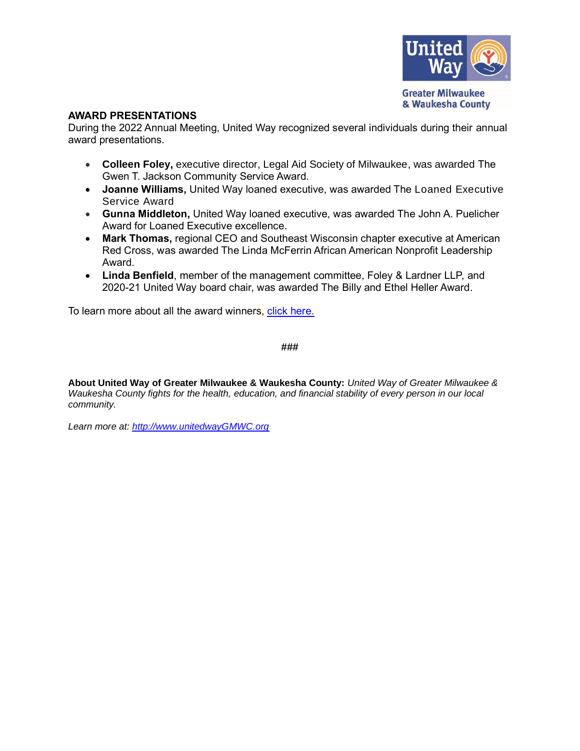**AWARD PRESENTATIONS**
During the 2022 Annual Meeting, United Way recognized several individuals during their annual award presentations.

- **Colleen Foley,** executive director, Legal Aid Society of Milwaukee, was awarded The Gwen T. Jackson Community Service Award.
- **Joanne Williams,** United Way loaned executive, was awarded The Loaned Executive Service Award
- **Gunna Middleton,** United Way loaned executive, was awarded The John A. Puelicher Award for Loaned Executive excellence.
- **Mark Thomas,** regional CEO and Southeast Wisconsin chapter executive at American Red Cross, was awarded The Linda McFerrin African American Nonprofit Leadership Award.
- **Linda Benfield**, member of the management committee, Foley & Lardner LLP, and 2020-21 United Way board chair, was awarded The Billy and Ethel Heller Award.

To learn more about all the award winners, click here.

###

**About United Way of Greater Milwaukee & Waukesha County:** *United Way of Greater Milwaukee & Waukesha County fights for the health, education, and financial stability of every person in our local community.*

*Learn more at: http://www.unitedwayGMWC.org*